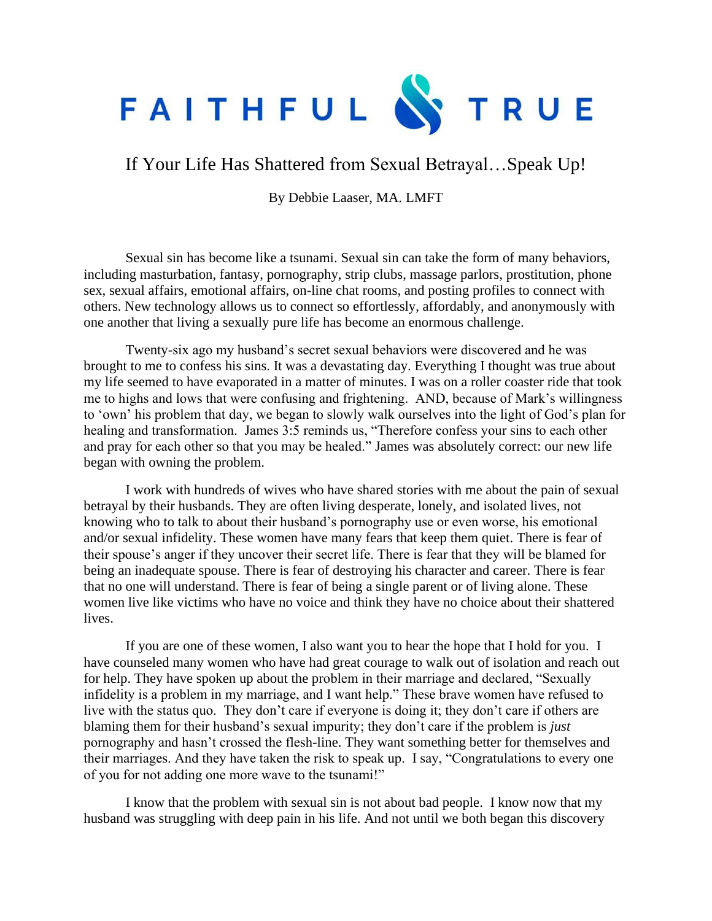# FAITHFUL & TRUE

## If Your Life Has Shattered from Sexual Betrayal…Speak Up!

By Debbie Laaser, MA. LMFT

Sexual sin has become like a tsunami. Sexual sin can take the form of many behaviors, including masturbation, fantasy, pornography, strip clubs, massage parlors, prostitution, phone sex, sexual affairs, emotional affairs, on-line chat rooms, and posting profiles to connect with others. New technology allows us to connect so effortlessly, affordably, and anonymously with one another that living a sexually pure life has become an enormous challenge.

Twenty-six ago my husband's secret sexual behaviors were discovered and he was brought to me to confess his sins. It was a devastating day. Everything I thought was true about my life seemed to have evaporated in a matter of minutes. I was on a roller coaster ride that took me to highs and lows that were confusing and frightening. AND, because of Mark's willingness to 'own' his problem that day, we began to slowly walk ourselves into the light of God's plan for healing and transformation. James 3:5 reminds us, "Therefore confess your sins to each other and pray for each other so that you may be healed." James was absolutely correct: our new life began with owning the problem.

I work with hundreds of wives who have shared stories with me about the pain of sexual betrayal by their husbands. They are often living desperate, lonely, and isolated lives, not knowing who to talk to about their husband's pornography use or even worse, his emotional and/or sexual infidelity. These women have many fears that keep them quiet. There is fear of their spouse's anger if they uncover their secret life. There is fear that they will be blamed for being an inadequate spouse. There is fear of destroying his character and career. There is fear that no one will understand. There is fear of being a single parent or of living alone. These women live like victims who have no voice and think they have no choice about their shattered lives.

If you are one of these women, I also want you to hear the hope that I hold for you. I have counseled many women who have had great courage to walk out of isolation and reach out for help. They have spoken up about the problem in their marriage and declared, "Sexually infidelity is a problem in my marriage, and I want help." These brave women have refused to live with the status quo. They don't care if everyone is doing it; they don't care if others are blaming them for their husband's sexual impurity; they don't care if the problem is *just* pornography and hasn't crossed the flesh-line. They want something better for themselves and their marriages. And they have taken the risk to speak up. I say, "Congratulations to every one of you for not adding one more wave to the tsunami!"

I know that the problem with sexual sin is not about bad people. I know now that my husband was struggling with deep pain in his life. And not until we both began this discovery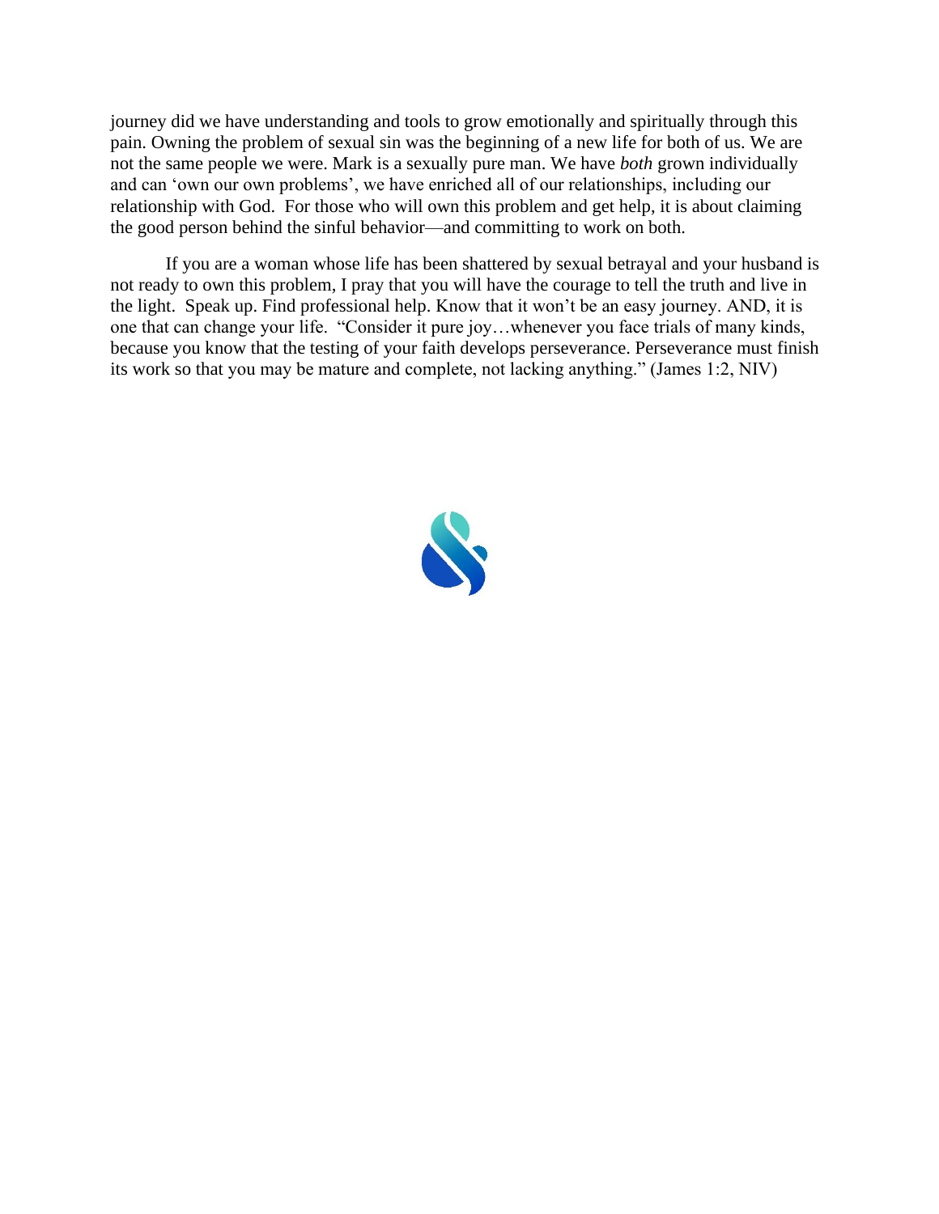journey did we have understanding and tools to grow emotionally and spiritually through this pain. Owning the problem of sexual sin was the beginning of a new life for both of us. We are not the same people we were. Mark is a sexually pure man. We have *both* grown individually and can 'own our own problems', we have enriched all of our relationships, including our relationship with God. For those who will own this problem and get help, it is about claiming the good person behind the sinful behavior—and committing to work on both.

If you are a woman whose life has been shattered by sexual betrayal and your husband is not ready to own this problem, I pray that you will have the courage to tell the truth and live in the light. Speak up. Find professional help. Know that it won't be an easy journey. AND, it is one that can change your life. "Consider it pure joy…whenever you face trials of many kinds, because you know that the testing of your faith develops perseverance. Perseverance must finish its work so that you may be mature and complete, not lacking anything." (James 1:2, NIV)